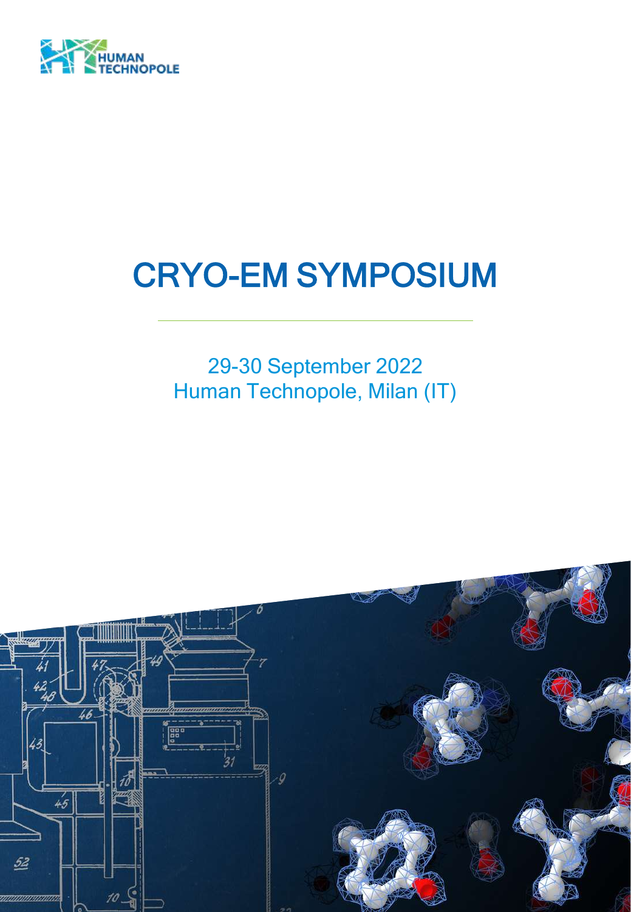# CRYO-EM SYMPOSIUM

29-30 September 2022
Human Technopole, Milan (IT)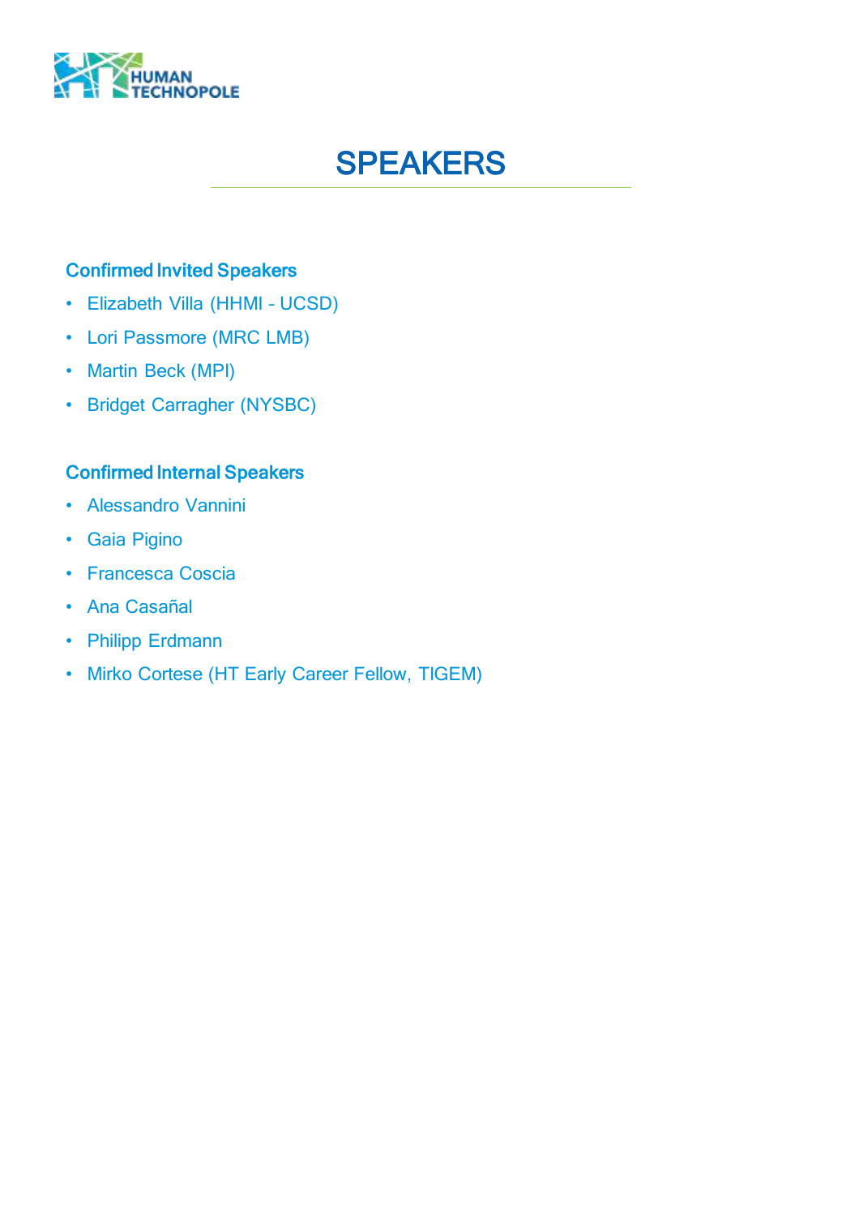# SPEAKERS

## Confirmed Invited Speakers

- Elizabeth Villa (HHMI - UCSD)
- Lori Passmore (MRC LMB)
- Martin Beck (MPI)
- Bridget Carragher (NYSBC)

## Confirmed Internal Speakers

- Alessandro Vannini
- Gaia Pigino
- Francesca Coscia
- Ana Casañal
- Philipp Erdmann
- Mirko Cortese (HT Early Career Fellow, TIGEM)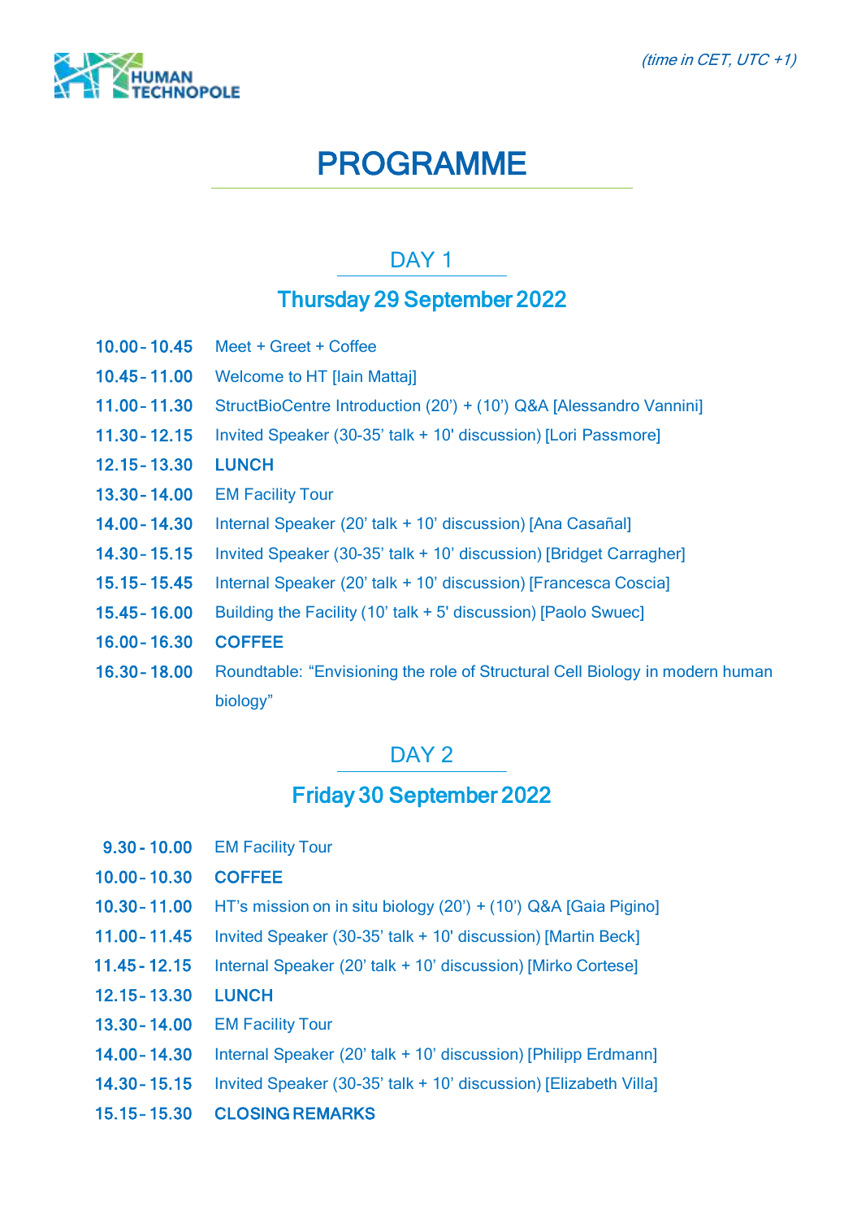*(time in CET, UTC +1)*

# PROGRAMME

## DAY 1

### Thursday 29 September 2022

| | |
|---|---|
| **10.00 - 10.45** | Meet + Greet + Coffee |
| **10.45 - 11.00** | Welcome to HT [Iain Mattaj] |
| **11.00 - 11.30** | StructBioCentre Introduction (20') + (10') Q&A [Alessandro Vannini] |
| **11.30 - 12.15** | Invited Speaker (30-35' talk + 10' discussion) [Lori Passmore] |
| **12.15 - 13.30** | **LUNCH** |
| **13.30 - 14.00** | EM Facility Tour |
| **14.00 - 14.30** | Internal Speaker (20' talk + 10' discussion) [Ana Casañal] |
| **14.30 - 15.15** | Invited Speaker (30-35' talk + 10' discussion) [Bridget Carragher] |
| **15.15 - 15.45** | Internal Speaker (20' talk + 10' discussion) [Francesca Coscia] |
| **15.45 - 16.00** | Building the Facility (10' talk + 5' discussion) [Paolo Swuec] |
| **16.00 - 16.30** | **COFFEE** |
| **16.30 - 18.00** | Roundtable: "Envisioning the role of Structural Cell Biology in modern human biology" |

## DAY 2

### Friday 30 September 2022

| | |
|---|---|
| **9.30 - 10.00** | EM Facility Tour |
| **10.00 - 10.30** | **COFFEE** |
| **10.30 - 11.00** | HT's mission on in situ biology (20') + (10') Q&A [Gaia Pigino] |
| **11.00 - 11.45** | Invited Speaker (30-35' talk + 10' discussion) [Martin Beck] |
| **11.45 - 12.15** | Internal Speaker (20' talk + 10' discussion) [Mirko Cortese] |
| **12.15 - 13.30** | **LUNCH** |
| **13.30 - 14.00** | EM Facility Tour |
| **14.00 - 14.30** | Internal Speaker (20' talk + 10' discussion) [Philipp Erdmann] |
| **14.30 - 15.15** | Invited Speaker (30-35' talk + 10' discussion) [Elizabeth Villa] |
| **15.15 - 15.30** | **CLOSING REMARKS** |